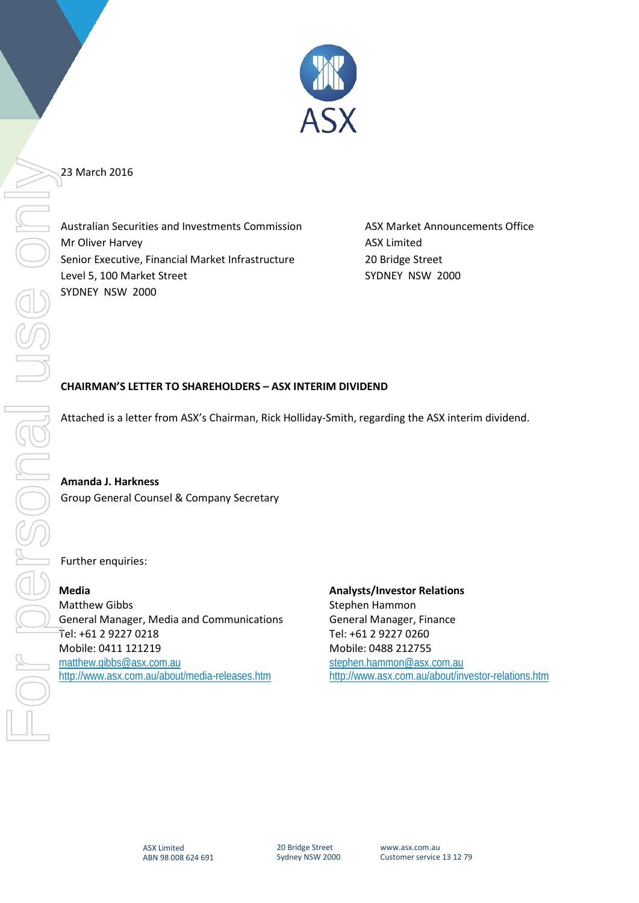23 March 2016

Australian Securities and Investments Commission
Mr Oliver Harvey
Senior Executive, Financial Market Infrastructure
Level 5, 100 Market Street
SYDNEY NSW 2000

ASX Market Announcements Office
ASX Limited
20 Bridge Street
SYDNEY NSW 2000

**CHAIRMAN'S LETTER TO SHAREHOLDERS – ASX INTERIM DIVIDEND**

Attached is a letter from ASX's Chairman, Rick Holliday-Smith, regarding the ASX interim dividend.

**Amanda J. Harkness**
Group General Counsel & Company Secretary

Further enquiries:

**Media**
Matthew Gibbs
General Manager, Media and Communications
Tel: +61 2 9227 0218
Mobile: 0411 121219
matthew.gibbs@asx.com.au
http://www.asx.com.au/about/media-releases.htm

**Analysts/Investor Relations**
Stephen Hammon
General Manager, Finance
Tel: +61 2 9227 0260
Mobile: 0488 212755
stephen.hammon@asx.com.au
http://www.asx.com.au/about/investor-relations.htm

ASX Limited
ABN 98 008 624 691

20 Bridge Street
Sydney NSW 2000

www.asx.com.au
Customer service 13 12 79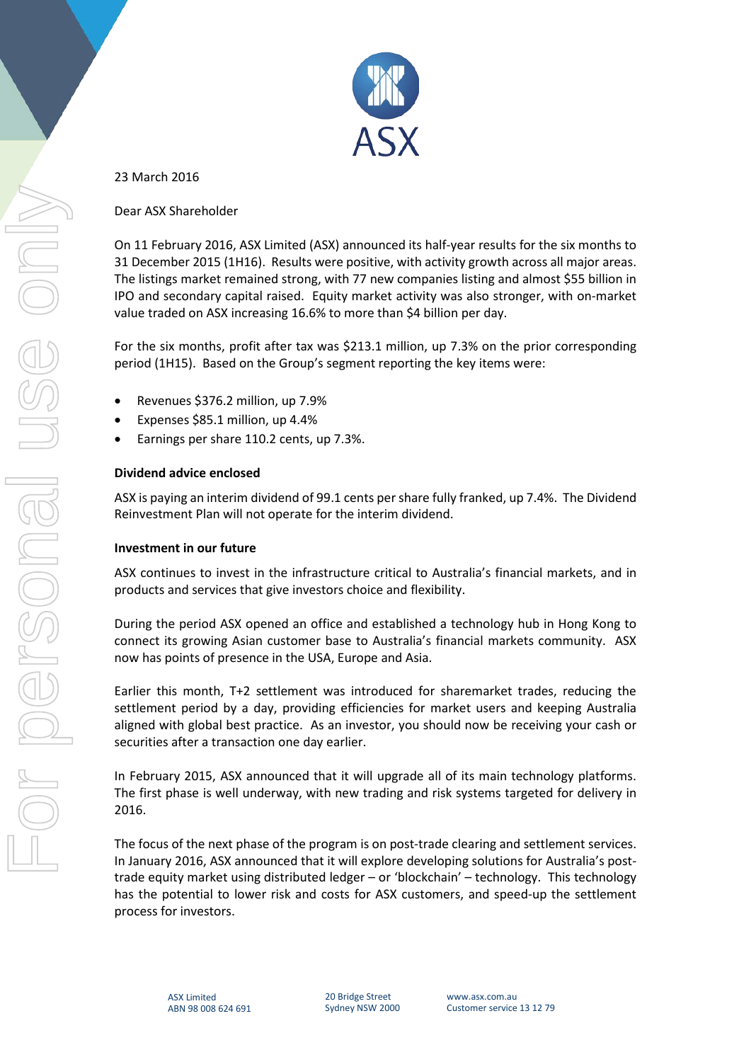23 March 2016

Dear ASX Shareholder

On 11 February 2016, ASX Limited (ASX) announced its half-year results for the six months to 31 December 2015 (1H16). Results were positive, with activity growth across all major areas. The listings market remained strong, with 77 new companies listing and almost $55 billion in IPO and secondary capital raised. Equity market activity was also stronger, with on-market value traded on ASX increasing 16.6% to more than $4 billion per day.

For the six months, profit after tax was $213.1 million, up 7.3% on the prior corresponding period (1H15). Based on the Group's segment reporting the key items were:

- Revenues $376.2 million, up 7.9%
- Expenses $85.1 million, up 4.4%
- Earnings per share 110.2 cents, up 7.3%.

**Dividend advice enclosed**

ASX is paying an interim dividend of 99.1 cents per share fully franked, up 7.4%. The Dividend Reinvestment Plan will not operate for the interim dividend.

**Investment in our future**

ASX continues to invest in the infrastructure critical to Australia's financial markets, and in products and services that give investors choice and flexibility.

During the period ASX opened an office and established a technology hub in Hong Kong to connect its growing Asian customer base to Australia's financial markets community. ASX now has points of presence in the USA, Europe and Asia.

Earlier this month, T+2 settlement was introduced for sharemarket trades, reducing the settlement period by a day, providing efficiencies for market users and keeping Australia aligned with global best practice. As an investor, you should now be receiving your cash or securities after a transaction one day earlier.

In February 2015, ASX announced that it will upgrade all of its main technology platforms. The first phase is well underway, with new trading and risk systems targeted for delivery in 2016.

The focus of the next phase of the program is on post-trade clearing and settlement services. In January 2016, ASX announced that it will explore developing solutions for Australia's post-trade equity market using distributed ledger – or 'blockchain' – technology. This technology has the potential to lower risk and costs for ASX customers, and speed-up the settlement process for investors.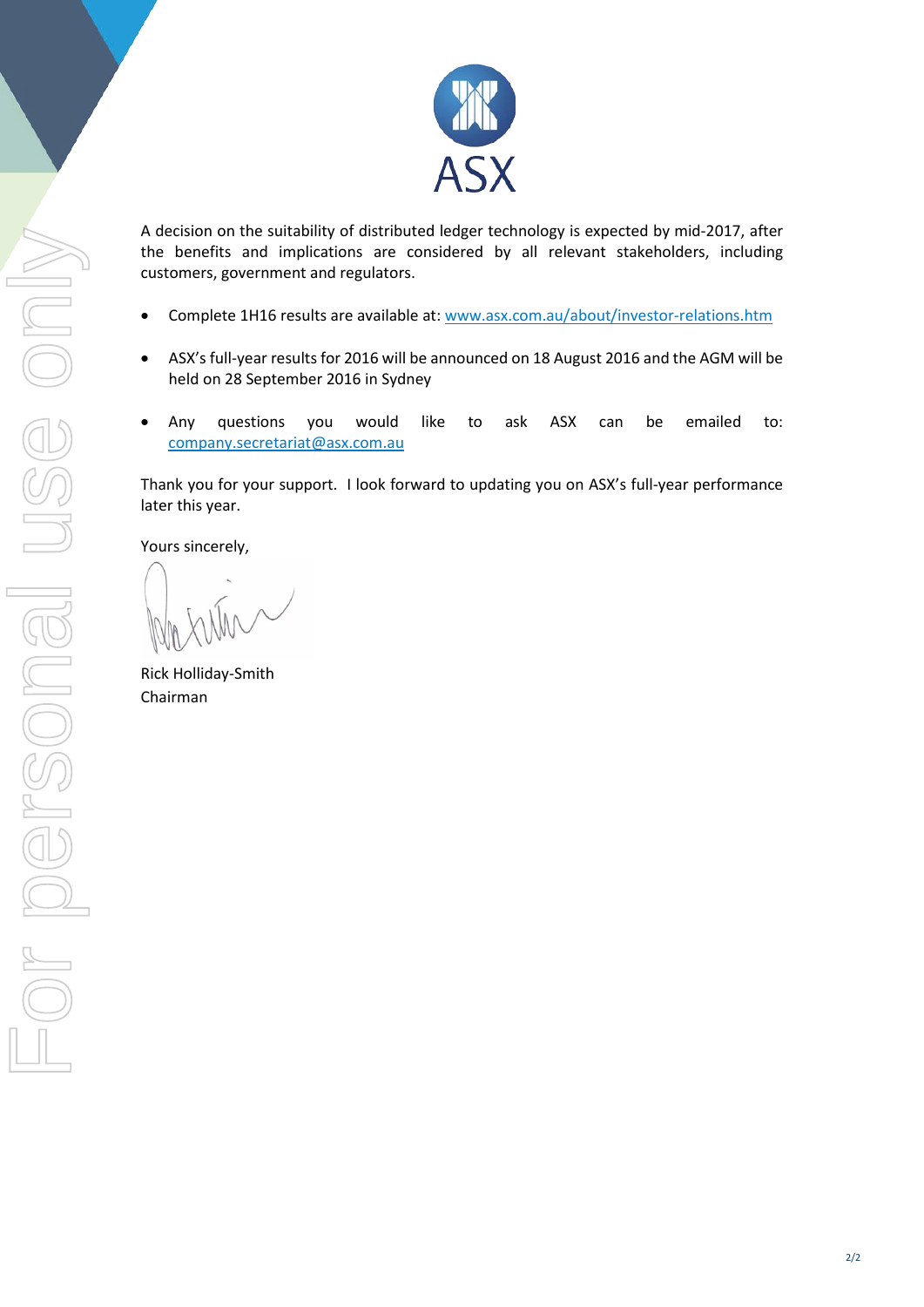A decision on the suitability of distributed ledger technology is expected by mid-2017, after the benefits and implications are considered by all relevant stakeholders, including customers, government and regulators.

- Complete 1H16 results are available at: www.asx.com.au/about/investor-relations.htm
- ASX's full-year results for 2016 will be announced on 18 August 2016 and the AGM will be held on 28 September 2016 in Sydney
- Any questions you would like to ask ASX can be emailed to: company.secretariat@asx.com.au

Thank you for your support. I look forward to updating you on ASX's full-year performance later this year.

Yours sincerely,

Rick Holliday-Smith
Chairman